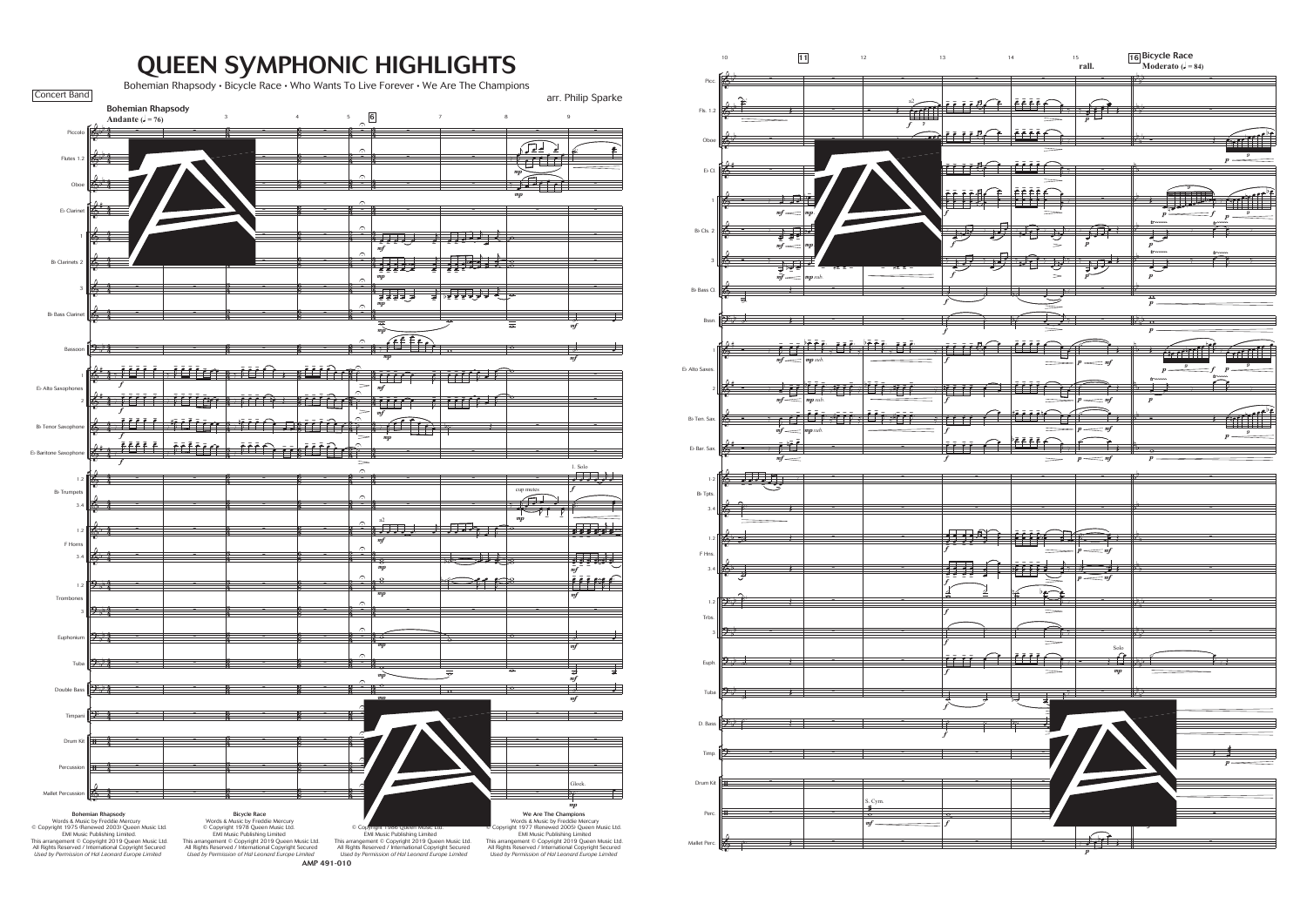# QUEEN SYMPHONIC HIGHLIGHTS

Bohemian Rhapsody • Bicycle Race • Who Wants To Live Forever • We Are The Champions

Concert Band

arr. Philip Sparke

**Bohemian Rhapsody**

**Andante** (♩ = 76)

**16 Bicycle Race**

**Moderato** (♩ = 84)

**Bohemian Rhapsody**
Words & Music by Freddie Mercury
© Copyright 1975 (Renewed 2003) Queen Music Ltd.
EMI Music Publishing Limited.
This arrangement © Copyright 2019 Queen Music Ltd.
All Rights Reserved / International Copyright Secured
*Used by Permission of Hal Leonard Europe Limited*

**Bicycle Race**
Words & Music by Freddie Mercury
© Copyright 1978 Queen Music Ltd.
EMI Music Publishing Limited
This arrangement © Copyright 2019 Queen Music Ltd.
All Rights Reserved / International Copyright Secured
*Used by Permission of Hal Leonard Europe Limited*

© Copyright 1986 Queen Music Ltd.
EMI Music Publishing Limited
This arrangement © Copyright 2019 Queen Music Ltd.
All Rights Reserved / International Copyright Secured
*Used by Permission of Hal Leonard Europe Limited*

**We Are The Champions**
Words & Music by Freddie Mercury
© Copyright 1977 (Renewed 2005) Queen Music Ltd.
EMI Music Publishing Limited
This arrangement © Copyright 2019 Queen Music Ltd.
All Rights Reserved / International Copyright Secured
*Used by Permission of Hal Leonard Europe Limited*

**AMP 491-010**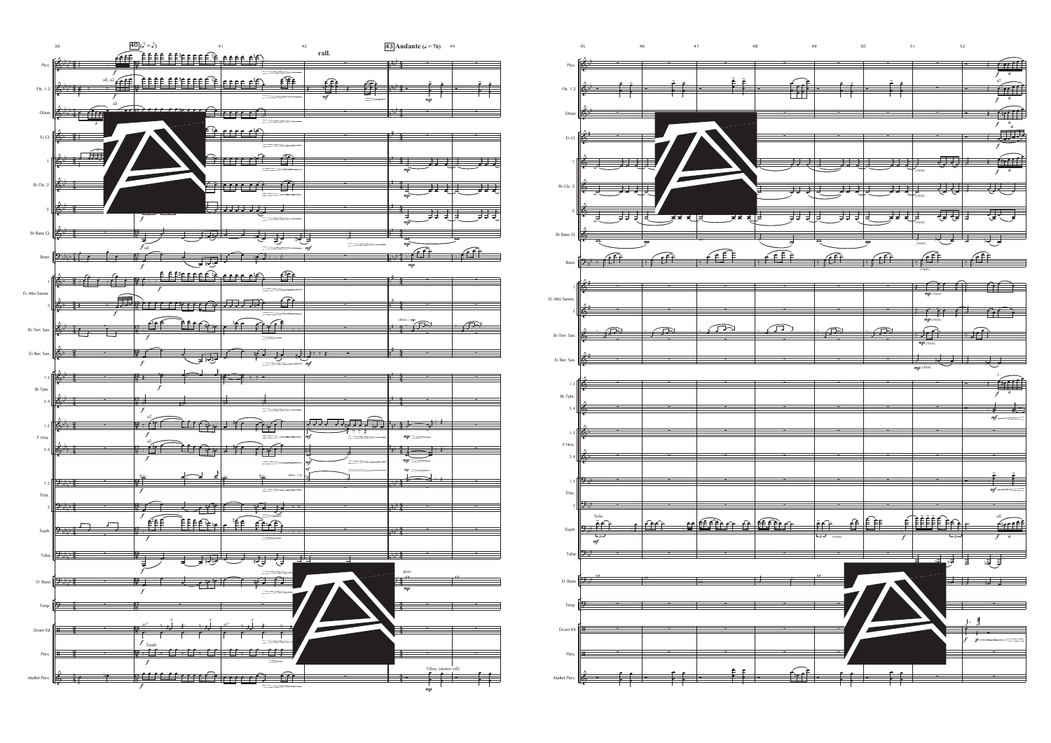**40** (♪ = ♪)

rall.

**43 Andante** (♩ = 76)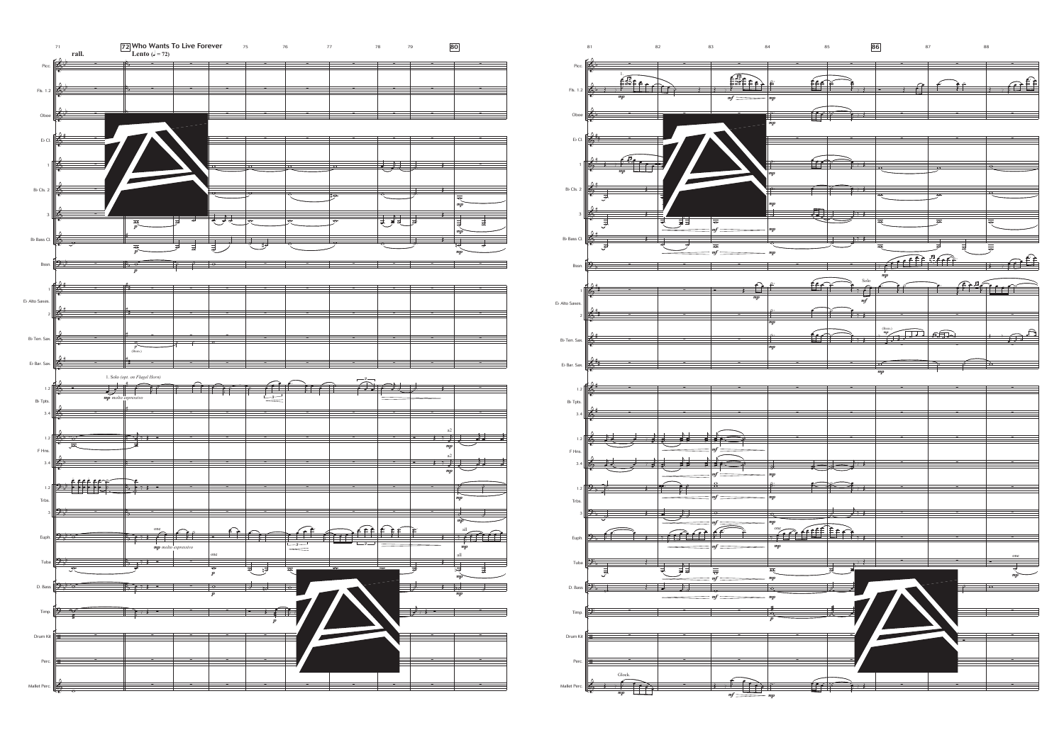**72 Who Wants To Live Forever**

**Lento** (♩ = 72)

rall.

1. Solo (opt. on Flugel Horn)

*mp molto espressivo*